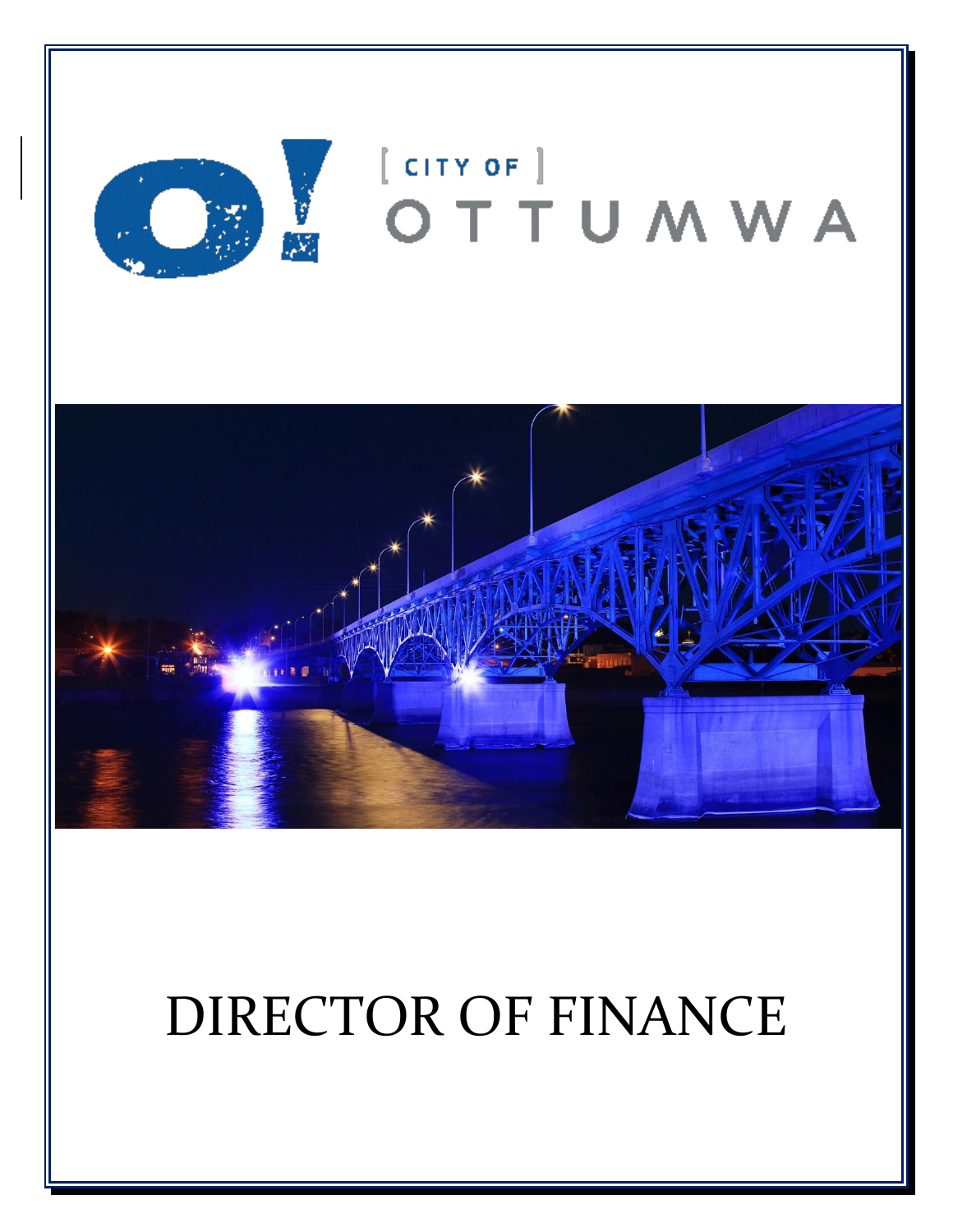[ CITY OF ]
OTTUMWA

# DIRECTOR OF FINANCE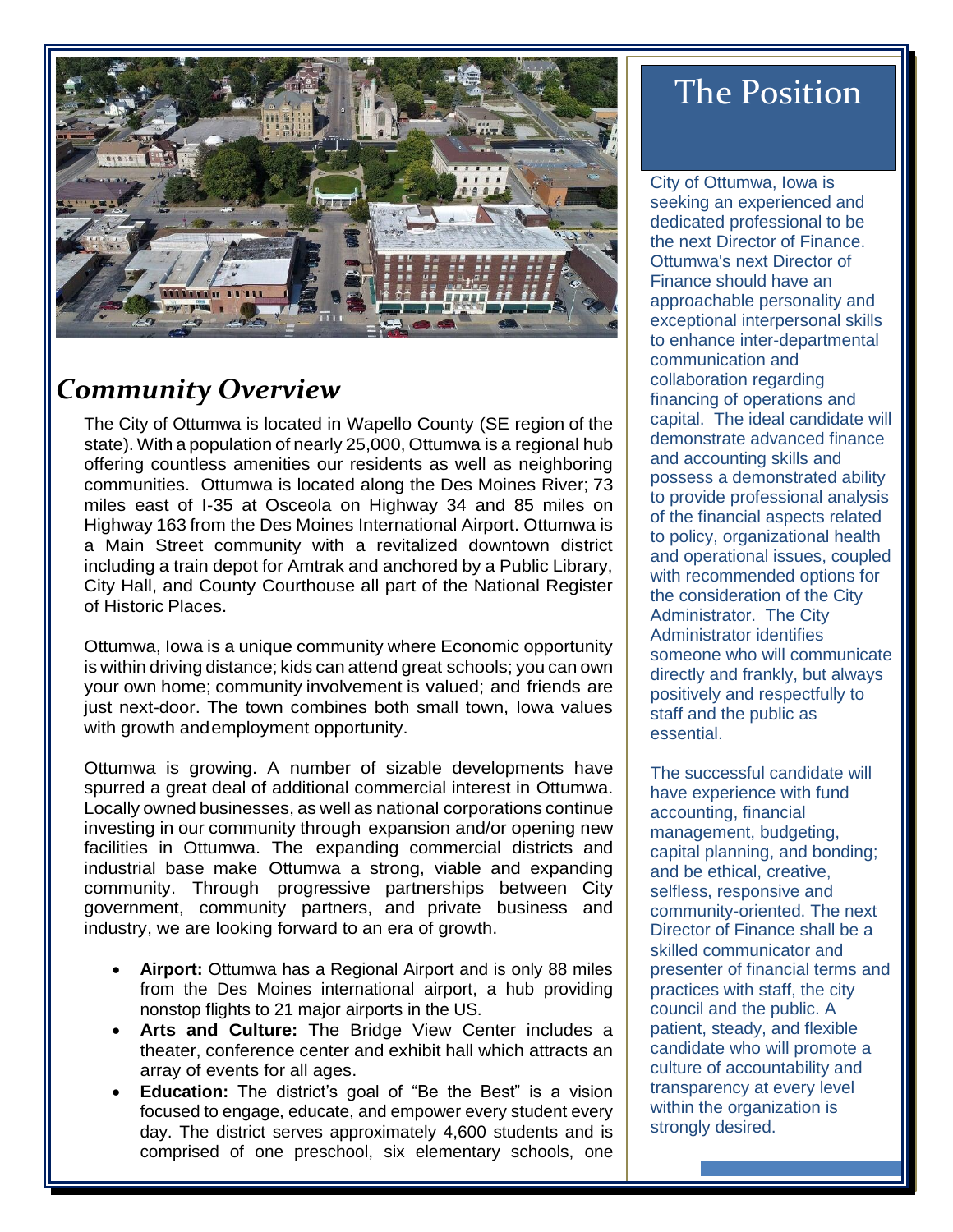## *Community Overview*

The City of Ottumwa is located in Wapello County (SE region of the state). With a population of nearly 25,000, Ottumwa is a regional hub offering countless amenities our residents as well as neighboring communities. Ottumwa is located along the Des Moines River; 73 miles east of I-35 at Osceola on Highway 34 and 85 miles on Highway 163 from the Des Moines International Airport. Ottumwa is a Main Street community with a revitalized downtown district including a train depot for Amtrak and anchored by a Public Library, City Hall, and County Courthouse all part of the National Register of Historic Places.

Ottumwa, Iowa is a unique community where Economic opportunity is within driving distance; kids can attend great schools; you can own your own home; community involvement is valued; and friends are just next-door. The town combines both small town, Iowa values with growth andemployment opportunity.

Ottumwa is growing. A number of sizable developments have spurred a great deal of additional commercial interest in Ottumwa. Locally owned businesses, as well as national corporations continue investing in our community through expansion and/or opening new facilities in Ottumwa. The expanding commercial districts and industrial base make Ottumwa a strong, viable and expanding community. Through progressive partnerships between City government, community partners, and private business and industry, we are looking forward to an era of growth.

- **Airport:** Ottumwa has a Regional Airport and is only 88 miles from the Des Moines international airport, a hub providing nonstop flights to 21 major airports in the US.
- **Arts and Culture:** The Bridge View Center includes a theater, conference center and exhibit hall which attracts an array of events for all ages.
- **Education:** The district's goal of "Be the Best" is a vision focused to engage, educate, and empower every student every day. The district serves approximately 4,600 students and is comprised of one preschool, six elementary schools, one

# The Position

City of Ottumwa, Iowa is seeking an experienced and dedicated professional to be the next Director of Finance. Ottumwa's next Director of Finance should have an approachable personality and exceptional interpersonal skills to enhance inter-departmental communication and collaboration regarding financing of operations and capital. The ideal candidate will demonstrate advanced finance and accounting skills and possess a demonstrated ability to provide professional analysis of the financial aspects related to policy, organizational health and operational issues, coupled with recommended options for the consideration of the City Administrator. The City Administrator identifies someone who will communicate directly and frankly, but always positively and respectfully to staff and the public as essential.

The successful candidate will have experience with fund accounting, financial management, budgeting, capital planning, and bonding; and be ethical, creative, selfless, responsive and community-oriented. The next Director of Finance shall be a skilled communicator and presenter of financial terms and practices with staff, the city council and the public. A patient, steady, and flexible candidate who will promote a culture of accountability and transparency at every level within the organization is strongly desired.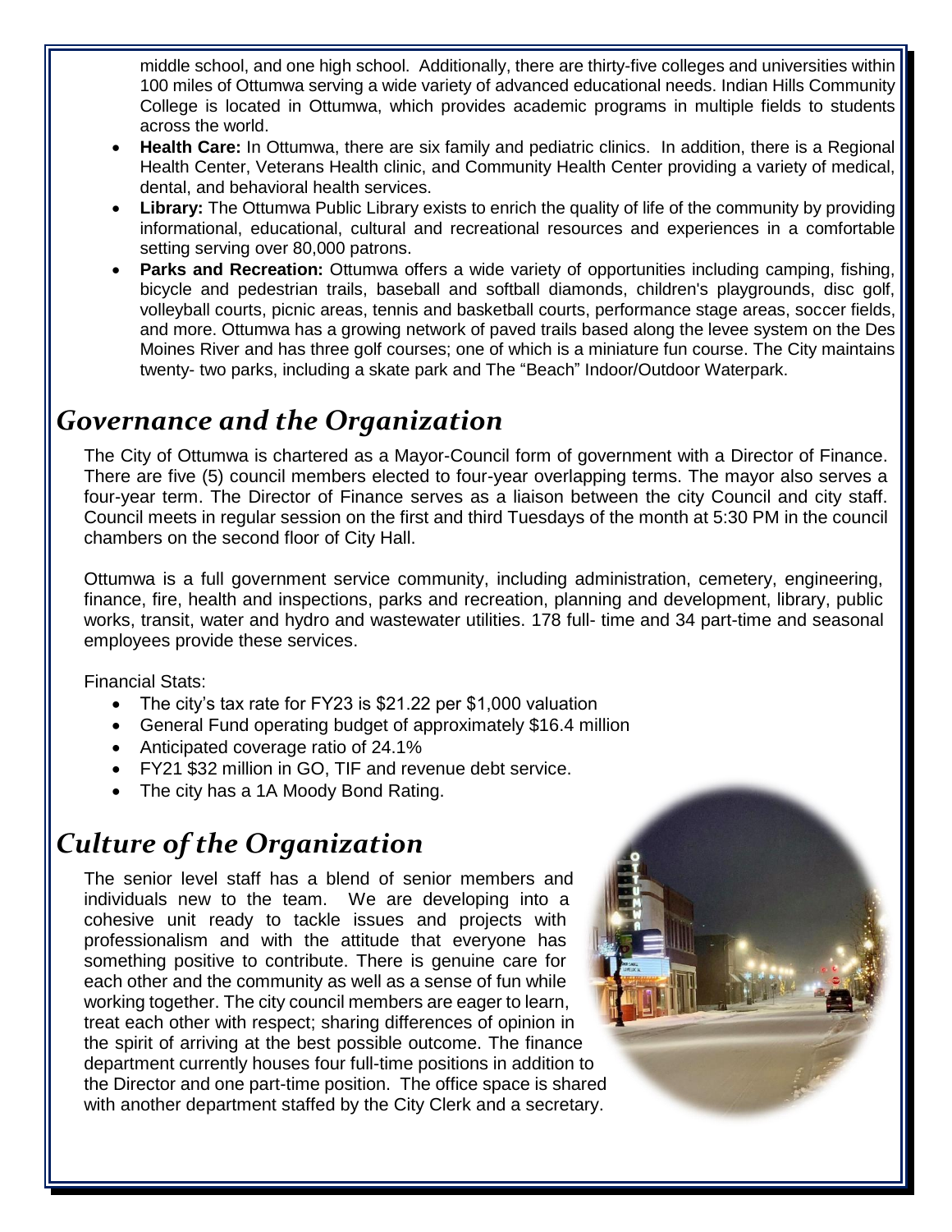middle school, and one high school. Additionally, there are thirty-five colleges and universities within 100 miles of Ottumwa serving a wide variety of advanced educational needs. Indian Hills Community College is located in Ottumwa, which provides academic programs in multiple fields to students across the world.

- **Health Care:** In Ottumwa, there are six family and pediatric clinics. In addition, there is a Regional Health Center, Veterans Health clinic, and Community Health Center providing a variety of medical, dental, and behavioral health services.
- **Library:** The Ottumwa Public Library exists to enrich the quality of life of the community by providing informational, educational, cultural and recreational resources and experiences in a comfortable setting serving over 80,000 patrons.
- **Parks and Recreation:** Ottumwa offers a wide variety of opportunities including camping, fishing, bicycle and pedestrian trails, baseball and softball diamonds, children's playgrounds, disc golf, volleyball courts, picnic areas, tennis and basketball courts, performance stage areas, soccer fields, and more. Ottumwa has a growing network of paved trails based along the levee system on the Des Moines River and has three golf courses; one of which is a miniature fun course. The City maintains twenty- two parks, including a skate park and The "Beach" Indoor/Outdoor Waterpark.

## *Governance and the Organization*

The City of Ottumwa is chartered as a Mayor-Council form of government with a Director of Finance. There are five (5) council members elected to four-year overlapping terms. The mayor also serves a four-year term. The Director of Finance serves as a liaison between the city Council and city staff. Council meets in regular session on the first and third Tuesdays of the month at 5:30 PM in the council chambers on the second floor of City Hall.

Ottumwa is a full government service community, including administration, cemetery, engineering, finance, fire, health and inspections, parks and recreation, planning and development, library, public works, transit, water and hydro and wastewater utilities. 178 full- time and 34 part-time and seasonal employees provide these services.

Financial Stats:

- The city's tax rate for FY23 is $21.22 per $1,000 valuation
- General Fund operating budget of approximately $16.4 million
- Anticipated coverage ratio of 24.1%
- FY21 $32 million in GO, TIF and revenue debt service.
- The city has a 1A Moody Bond Rating.

## *Culture of the Organization*

The senior level staff has a blend of senior members and individuals new to the team. We are developing into a cohesive unit ready to tackle issues and projects with professionalism and with the attitude that everyone has something positive to contribute. There is genuine care for each other and the community as well as a sense of fun while working together. The city council members are eager to learn, treat each other with respect; sharing differences of opinion in the spirit of arriving at the best possible outcome. The finance department currently houses four full-time positions in addition to the Director and one part-time position. The office space is shared with another department staffed by the City Clerk and a secretary.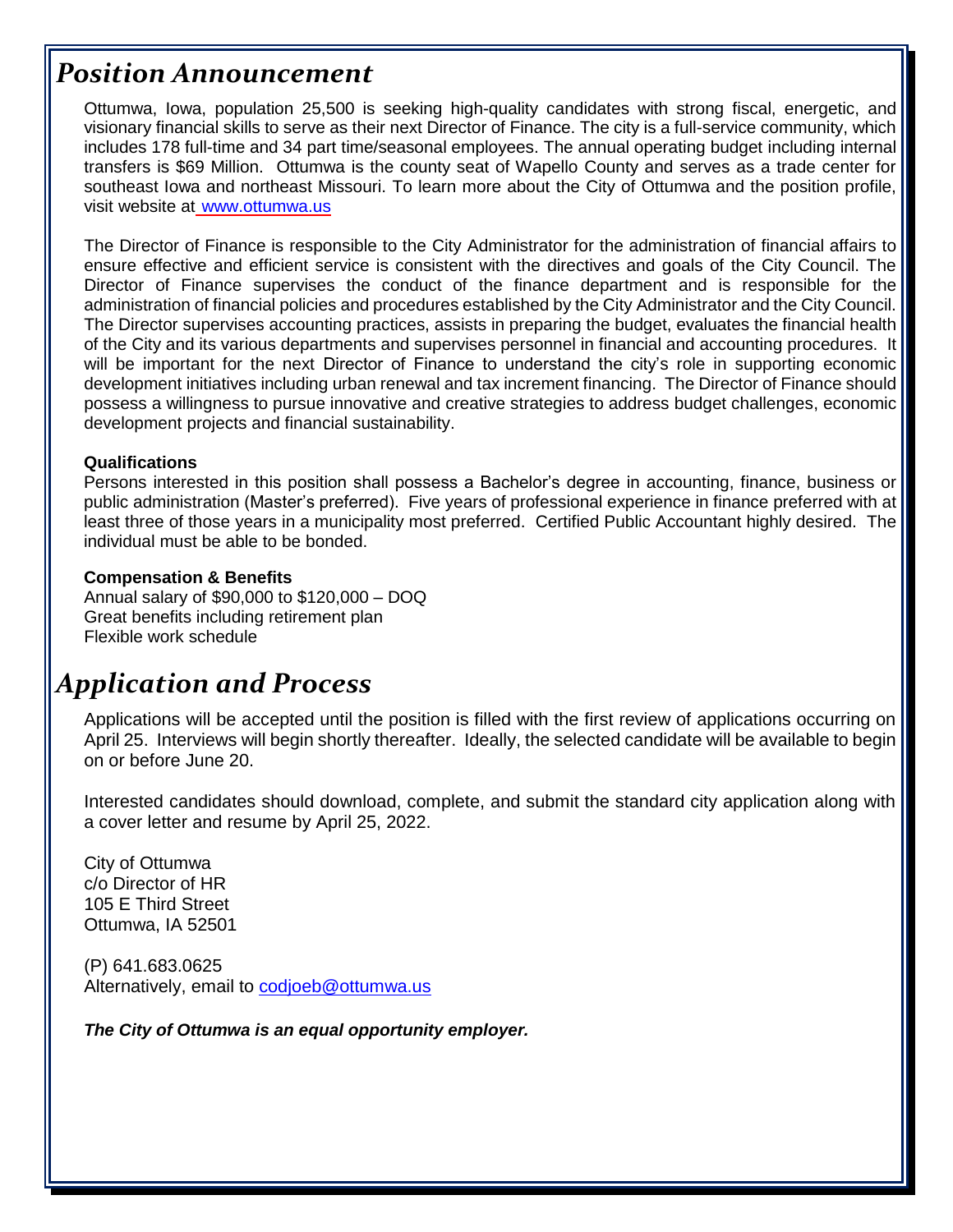# *Position Announcement*

Ottumwa, Iowa, population 25,500 is seeking high-quality candidates with strong fiscal, energetic, and visionary financial skills to serve as their next Director of Finance. The city is a full-service community, which includes 178 full-time and 34 part time/seasonal employees. The annual operating budget including internal transfers is $69 Million. Ottumwa is the county seat of Wapello County and serves as a trade center for southeast Iowa and northeast Missouri. To learn more about the City of Ottumwa and the position profile, visit website at www.ottumwa.us

The Director of Finance is responsible to the City Administrator for the administration of financial affairs to ensure effective and efficient service is consistent with the directives and goals of the City Council. The Director of Finance supervises the conduct of the finance department and is responsible for the administration of financial policies and procedures established by the City Administrator and the City Council. The Director supervises accounting practices, assists in preparing the budget, evaluates the financial health of the City and its various departments and supervises personnel in financial and accounting procedures. It will be important for the next Director of Finance to understand the city's role in supporting economic development initiatives including urban renewal and tax increment financing. The Director of Finance should possess a willingness to pursue innovative and creative strategies to address budget challenges, economic development projects and financial sustainability.

**Qualifications**

Persons interested in this position shall possess a Bachelor's degree in accounting, finance, business or public administration (Master's preferred). Five years of professional experience in finance preferred with at least three of those years in a municipality most preferred. Certified Public Accountant highly desired. The individual must be able to be bonded.

**Compensation & Benefits**

Annual salary of $90,000 to $120,000 – DOQ
Great benefits including retirement plan
Flexible work schedule

# *Application and Process*

Applications will be accepted until the position is filled with the first review of applications occurring on April 25. Interviews will begin shortly thereafter. Ideally, the selected candidate will be available to begin on or before June 20.

Interested candidates should download, complete, and submit the standard city application along with a cover letter and resume by April 25, 2022.

City of Ottumwa
c/o Director of HR
105 E Third Street
Ottumwa, IA 52501

(P) 641.683.0625
Alternatively, email to codjoeb@ottumwa.us

***The City of Ottumwa is an equal opportunity employer.***